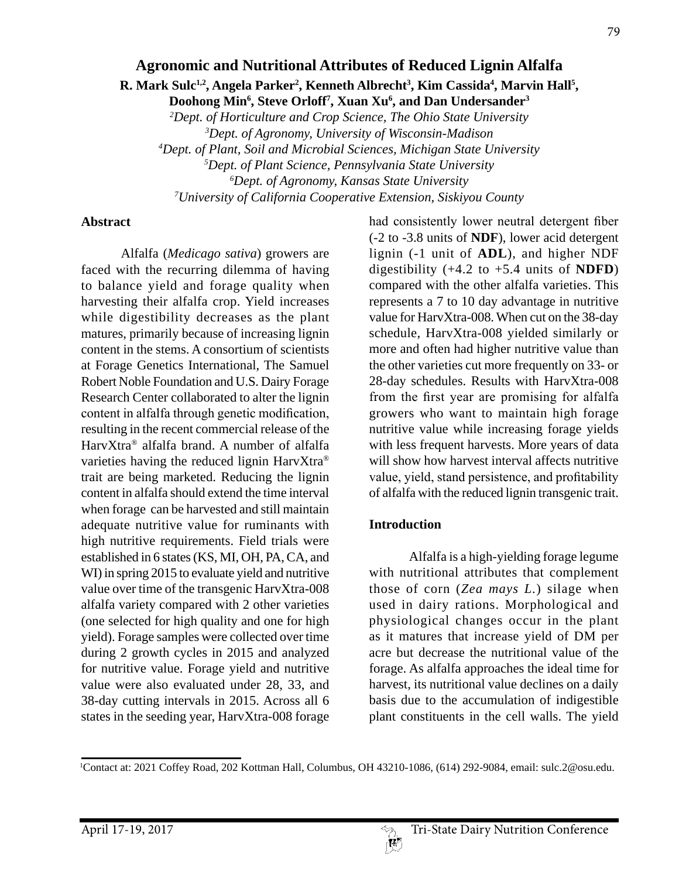# Agronomic and Nutritional Attributes of Reduced Lignin Alfalfa

**R. Mark Sulc[1,2], Angela Parker[2], Kenneth Albrecht[3], Kim Cassida[4], Marvin Hall[5], Doohong Min[6], Steve Orloff[7], Xuan Xu[6], and Dan Undersander[3]**

*[2]Dept. of Horticulture and Crop Science, The Ohio State University*
*[3]Dept. of Agronomy, University of Wisconsin-Madison*
*[4]Dept. of Plant, Soil and Microbial Sciences, Michigan State University*
*[5]Dept. of Plant Science, Pennsylvania State University*
*[6]Dept. of Agronomy, Kansas State University*
*[7]University of California Cooperative Extension, Siskiyou County*

## Abstract

Alfalfa (*Medicago sativa*) growers are faced with the recurring dilemma of having to balance yield and forage quality when harvesting their alfalfa crop. Yield increases while digestibility decreases as the plant matures, primarily because of increasing lignin content in the stems. A consortium of scientists at Forage Genetics International, The Samuel Robert Noble Foundation and U.S. Dairy Forage Research Center collaborated to alter the lignin content in alfalfa through genetic modification, resulting in the recent commercial release of the HarvXtra® alfalfa brand. A number of alfalfa varieties having the reduced lignin HarvXtra® trait are being marketed. Reducing the lignin content in alfalfa should extend the time interval when forage can be harvested and still maintain adequate nutritive value for ruminants with high nutritive requirements. Field trials were established in 6 states (KS, MI, OH, PA, CA, and WI) in spring 2015 to evaluate yield and nutritive value over time of the transgenic HarvXtra-008 alfalfa variety compared with 2 other varieties (one selected for high quality and one for high yield). Forage samples were collected over time during 2 growth cycles in 2015 and analyzed for nutritive value. Forage yield and nutritive value were also evaluated under 28, 33, and 38-day cutting intervals in 2015. Across all 6 states in the seeding year, HarvXtra-008 forage had consistently lower neutral detergent fiber (-2 to -3.8 units of **NDF**), lower acid detergent lignin (-1 unit of **ADL**), and higher NDF digestibility (+4.2 to +5.4 units of **NDFD**) compared with the other alfalfa varieties. This represents a 7 to 10 day advantage in nutritive value for HarvXtra-008. When cut on the 38-day schedule, HarvXtra-008 yielded similarly or more and often had higher nutritive value than the other varieties cut more frequently on 33- or 28-day schedules. Results with HarvXtra-008 from the first year are promising for alfalfa growers who want to maintain high forage nutritive value while increasing forage yields with less frequent harvests. More years of data will show how harvest interval affects nutritive value, yield, stand persistence, and profitability of alfalfa with the reduced lignin transgenic trait.

## Introduction

Alfalfa is a high-yielding forage legume with nutritional attributes that complement those of corn (*Zea mays L.*) silage when used in dairy rations. Morphological and physiological changes occur in the plant as it matures that increase yield of DM per acre but decrease the nutritional value of the forage. As alfalfa approaches the ideal time for harvest, its nutritional value declines on a daily basis due to the accumulation of indigestible plant constituents in the cell walls. The yield

---

[1]Contact at: 2021 Coffey Road, 202 Kottman Hall, Columbus, OH 43210-1086, (614) 292-9084, email: sulc.2@osu.edu.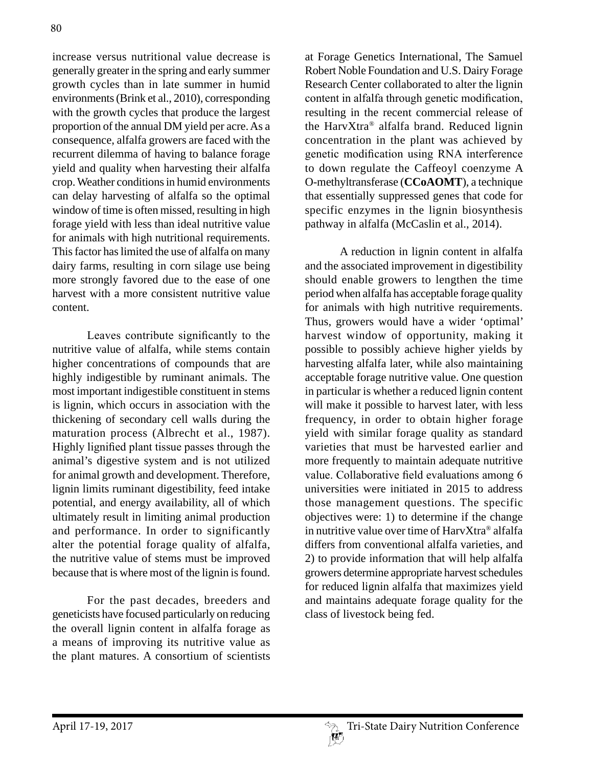increase versus nutritional value decrease is generally greater in the spring and early summer growth cycles than in late summer in humid environments (Brink et al., 2010), corresponding with the growth cycles that produce the largest proportion of the annual DM yield per acre. As a consequence, alfalfa growers are faced with the recurrent dilemma of having to balance forage yield and quality when harvesting their alfalfa crop. Weather conditions in humid environments can delay harvesting of alfalfa so the optimal window of time is often missed, resulting in high forage yield with less than ideal nutritive value for animals with high nutritional requirements. This factor has limited the use of alfalfa on many dairy farms, resulting in corn silage use being more strongly favored due to the ease of one harvest with a more consistent nutritive value content.

Leaves contribute significantly to the nutritive value of alfalfa, while stems contain higher concentrations of compounds that are highly indigestible by ruminant animals. The most important indigestible constituent in stems is lignin, which occurs in association with the thickening of secondary cell walls during the maturation process (Albrecht et al., 1987). Highly lignified plant tissue passes through the animal's digestive system and is not utilized for animal growth and development. Therefore, lignin limits ruminant digestibility, feed intake potential, and energy availability, all of which ultimately result in limiting animal production and performance. In order to significantly alter the potential forage quality of alfalfa, the nutritive value of stems must be improved because that is where most of the lignin is found.

For the past decades, breeders and geneticists have focused particularly on reducing the overall lignin content in alfalfa forage as a means of improving its nutritive value as the plant matures. A consortium of scientists at Forage Genetics International, The Samuel Robert Noble Foundation and U.S. Dairy Forage Research Center collaborated to alter the lignin content in alfalfa through genetic modification, resulting in the recent commercial release of the HarvXtra® alfalfa brand. Reduced lignin concentration in the plant was achieved by genetic modification using RNA interference to down regulate the Caffeoyl coenzyme A O-methyltransferase (**CCoAOMT**), a technique that essentially suppressed genes that code for specific enzymes in the lignin biosynthesis pathway in alfalfa (McCaslin et al., 2014).

A reduction in lignin content in alfalfa and the associated improvement in digestibility should enable growers to lengthen the time period when alfalfa has acceptable forage quality for animals with high nutritive requirements. Thus, growers would have a wider 'optimal' harvest window of opportunity, making it possible to possibly achieve higher yields by harvesting alfalfa later, while also maintaining acceptable forage nutritive value. One question in particular is whether a reduced lignin content will make it possible to harvest later, with less frequency, in order to obtain higher forage yield with similar forage quality as standard varieties that must be harvested earlier and more frequently to maintain adequate nutritive value. Collaborative field evaluations among 6 universities were initiated in 2015 to address those management questions. The specific objectives were: 1) to determine if the change in nutritive value over time of HarvXtra® alfalfa differs from conventional alfalfa varieties, and 2) to provide information that will help alfalfa growers determine appropriate harvest schedules for reduced lignin alfalfa that maximizes yield and maintains adequate forage quality for the class of livestock being fed.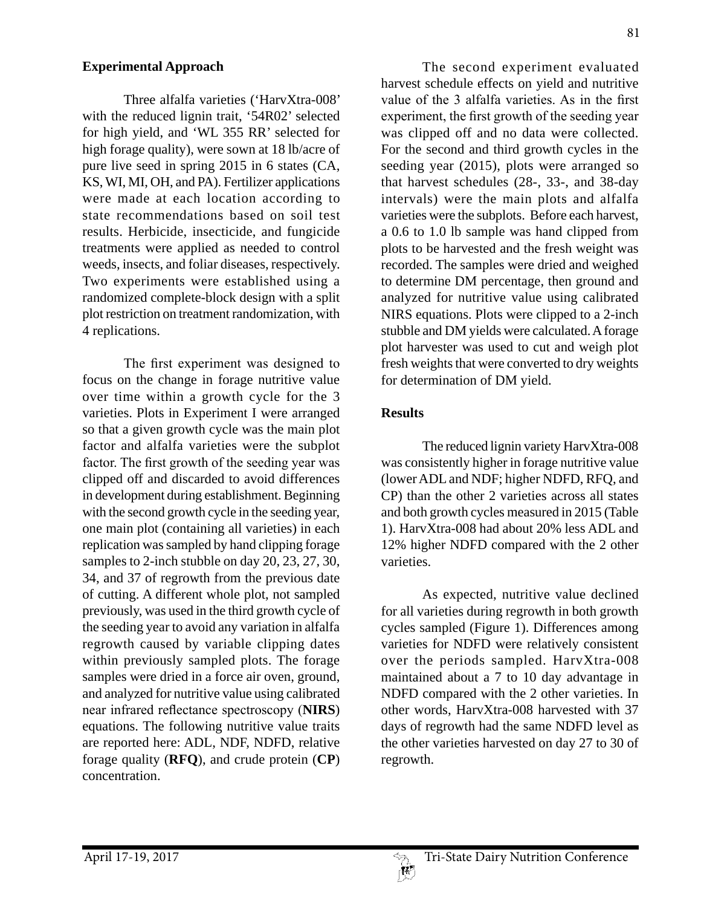## Experimental Approach

Three alfalfa varieties ('HarvXtra-008' with the reduced lignin trait, '54R02' selected for high yield, and 'WL 355 RR' selected for high forage quality), were sown at 18 lb/acre of pure live seed in spring 2015 in 6 states (CA, KS, WI, MI, OH, and PA). Fertilizer applications were made at each location according to state recommendations based on soil test results. Herbicide, insecticide, and fungicide treatments were applied as needed to control weeds, insects, and foliar diseases, respectively. Two experiments were established using a randomized complete-block design with a split plot restriction on treatment randomization, with 4 replications.

The first experiment was designed to focus on the change in forage nutritive value over time within a growth cycle for the 3 varieties. Plots in Experiment I were arranged so that a given growth cycle was the main plot factor and alfalfa varieties were the subplot factor. The first growth of the seeding year was clipped off and discarded to avoid differences in development during establishment. Beginning with the second growth cycle in the seeding year, one main plot (containing all varieties) in each replication was sampled by hand clipping forage samples to 2-inch stubble on day 20, 23, 27, 30, 34, and 37 of regrowth from the previous date of cutting. A different whole plot, not sampled previously, was used in the third growth cycle of the seeding year to avoid any variation in alfalfa regrowth caused by variable clipping dates within previously sampled plots. The forage samples were dried in a force air oven, ground, and analyzed for nutritive value using calibrated near infrared reflectance spectroscopy (**NIRS**) equations. The following nutritive value traits are reported here: ADL, NDF, NDFD, relative forage quality (**RFQ**), and crude protein (**CP**) concentration.

The second experiment evaluated harvest schedule effects on yield and nutritive value of the 3 alfalfa varieties. As in the first experiment, the first growth of the seeding year was clipped off and no data were collected. For the second and third growth cycles in the seeding year (2015), plots were arranged so that harvest schedules (28-, 33-, and 38-day intervals) were the main plots and alfalfa varieties were the subplots. Before each harvest, a 0.6 to 1.0 lb sample was hand clipped from plots to be harvested and the fresh weight was recorded. The samples were dried and weighed to determine DM percentage, then ground and analyzed for nutritive value using calibrated NIRS equations. Plots were clipped to a 2-inch stubble and DM yields were calculated. A forage plot harvester was used to cut and weigh plot fresh weights that were converted to dry weights for determination of DM yield.

## Results

The reduced lignin variety HarvXtra-008 was consistently higher in forage nutritive value (lower ADL and NDF; higher NDFD, RFQ, and CP) than the other 2 varieties across all states and both growth cycles measured in 2015 (Table 1). HarvXtra-008 had about 20% less ADL and 12% higher NDFD compared with the 2 other varieties.

As expected, nutritive value declined for all varieties during regrowth in both growth cycles sampled (Figure 1). Differences among varieties for NDFD were relatively consistent over the periods sampled. HarvXtra-008 maintained about a 7 to 10 day advantage in NDFD compared with the 2 other varieties. In other words, HarvXtra-008 harvested with 37 days of regrowth had the same NDFD level as the other varieties harvested on day 27 to 30 of regrowth.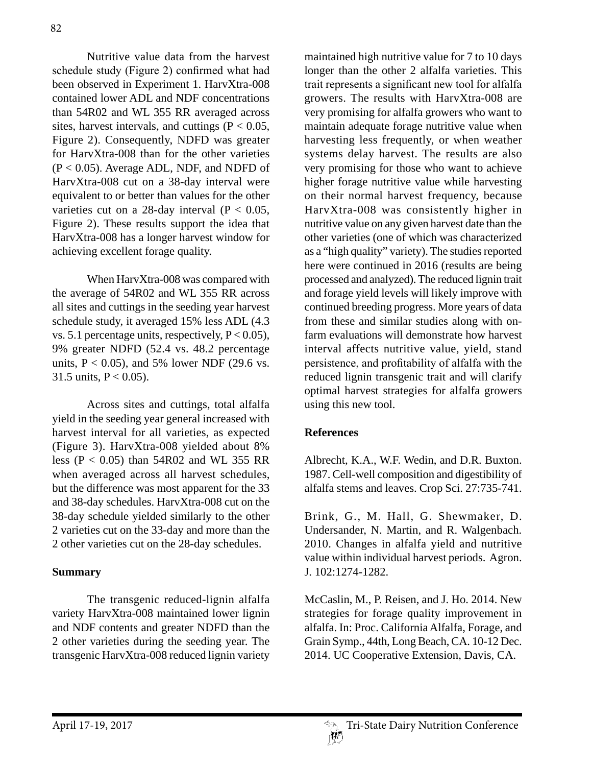Nutritive value data from the harvest schedule study (Figure 2) confirmed what had been observed in Experiment 1. HarvXtra-008 contained lower ADL and NDF concentrations than 54R02 and WL 355 RR averaged across sites, harvest intervals, and cuttings ($P < 0.05$, Figure 2). Consequently, NDFD was greater for HarvXtra-008 than for the other varieties ($P < 0.05$). Average ADL, NDF, and NDFD of HarvXtra-008 cut on a 38-day interval were equivalent to or better than values for the other varieties cut on a 28-day interval ($P < 0.05$, Figure 2). These results support the idea that HarvXtra-008 has a longer harvest window for achieving excellent forage quality.

When HarvXtra-008 was compared with the average of 54R02 and WL 355 RR across all sites and cuttings in the seeding year harvest schedule study, it averaged 15% less ADL (4.3 vs. 5.1 percentage units, respectively, $P < 0.05$), 9% greater NDFD (52.4 vs. 48.2 percentage units, $P < 0.05$), and 5% lower NDF (29.6 vs. 31.5 units, $P < 0.05$).

Across sites and cuttings, total alfalfa yield in the seeding year general increased with harvest interval for all varieties, as expected (Figure 3). HarvXtra-008 yielded about 8% less ($P < 0.05$) than 54R02 and WL 355 RR when averaged across all harvest schedules, but the difference was most apparent for the 33 and 38-day schedules. HarvXtra-008 cut on the 38-day schedule yielded similarly to the other 2 varieties cut on the 33-day and more than the 2 other varieties cut on the 28-day schedules.

**Summary**

The transgenic reduced-lignin alfalfa variety HarvXtra-008 maintained lower lignin and NDF contents and greater NDFD than the 2 other varieties during the seeding year. The transgenic HarvXtra-008 reduced lignin variety maintained high nutritive value for 7 to 10 days longer than the other 2 alfalfa varieties. This trait represents a significant new tool for alfalfa growers. The results with HarvXtra-008 are very promising for alfalfa growers who want to maintain adequate forage nutritive value when harvesting less frequently, or when weather systems delay harvest. The results are also very promising for those who want to achieve higher forage nutritive value while harvesting on their normal harvest frequency, because HarvXtra-008 was consistently higher in nutritive value on any given harvest date than the other varieties (one of which was characterized as a "high quality" variety). The studies reported here were continued in 2016 (results are being processed and analyzed). The reduced lignin trait and forage yield levels will likely improve with continued breeding progress. More years of data from these and similar studies along with on-farm evaluations will demonstrate how harvest interval affects nutritive value, yield, stand persistence, and profitability of alfalfa with the reduced lignin transgenic trait and will clarify optimal harvest strategies for alfalfa growers using this new tool.

**References**

Albrecht, K.A., W.F. Wedin, and D.R. Buxton. 1987. Cell-well composition and digestibility of alfalfa stems and leaves. Crop Sci. 27:735-741.

Brink, G., M. Hall, G. Shewmaker, D. Undersander, N. Martin, and R. Walgenbach. 2010. Changes in alfalfa yield and nutritive value within individual harvest periods. Agron. J. 102:1274-1282.

McCaslin, M., P. Reisen, and J. Ho. 2014. New strategies for forage quality improvement in alfalfa. In: Proc. California Alfalfa, Forage, and Grain Symp., 44th, Long Beach, CA. 10-12 Dec. 2014. UC Cooperative Extension, Davis, CA.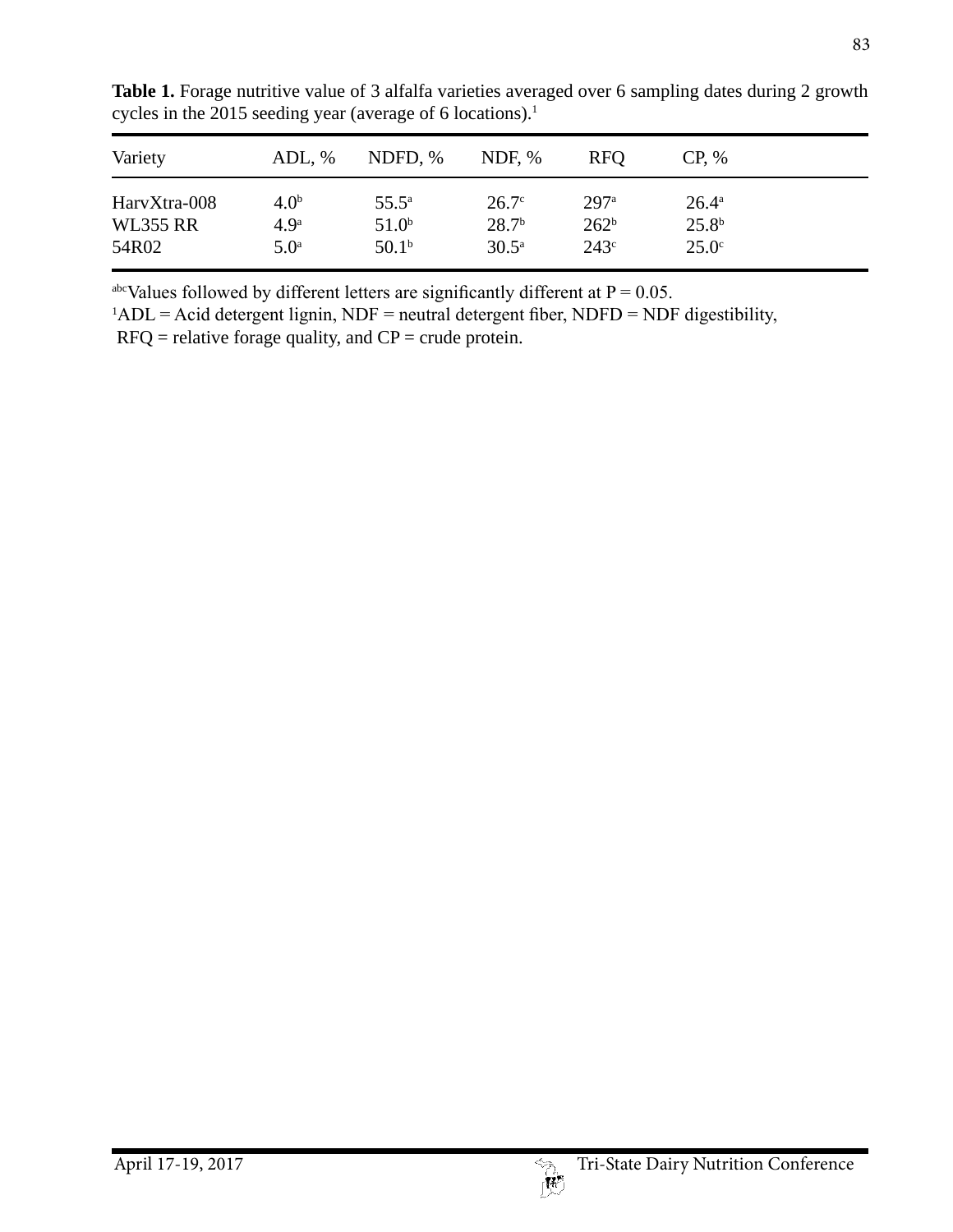**Table 1.** Forage nutritive value of 3 alfalfa varieties averaged over 6 sampling dates during 2 growth cycles in the 2015 seeding year (average of 6 locations).[1]

| Variety | ADL, % | NDFD, % | NDF, % | RFQ | CP, % |
|---|---|---|---|---|---|
| HarvXtra-008 | 4.0[b] | 55.5[a] | 26.7[c] | 297[a] | 26.4[a] |
| WL355 RR | 4.9[a] | 51.0[b] | 28.7[b] | 262[b] | 25.8[b] |
| 54R02 | 5.0[a] | 50.1[b] | 30.5[a] | 243[c] | 25.0[c] |

[abc]Values followed by different letters are significantly different at P = 0.05.
[1]ADL = Acid detergent lignin, NDF = neutral detergent fiber, NDFD = NDF digestibility, RFQ = relative forage quality, and CP = crude protein.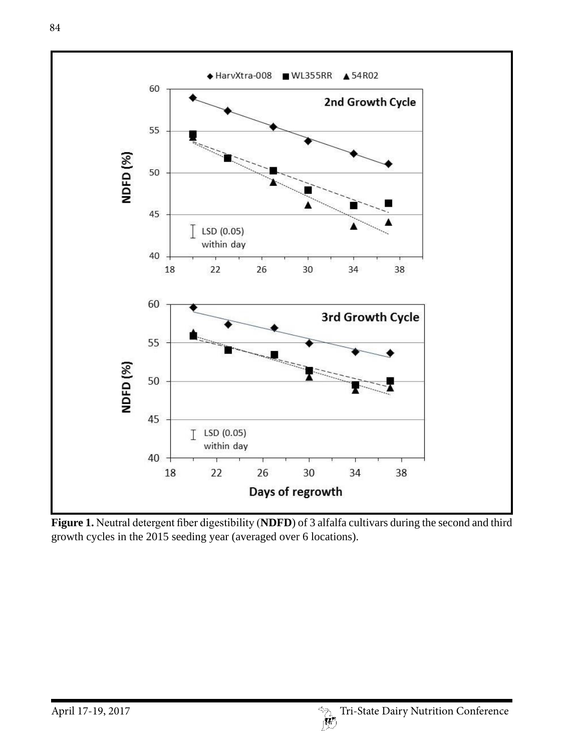**Figure 1.** Neutral detergent fiber digestibility (**NDFD**) of 3 alfalfa cultivars during the second and third growth cycles in the 2015 seeding year (averaged over 6 locations).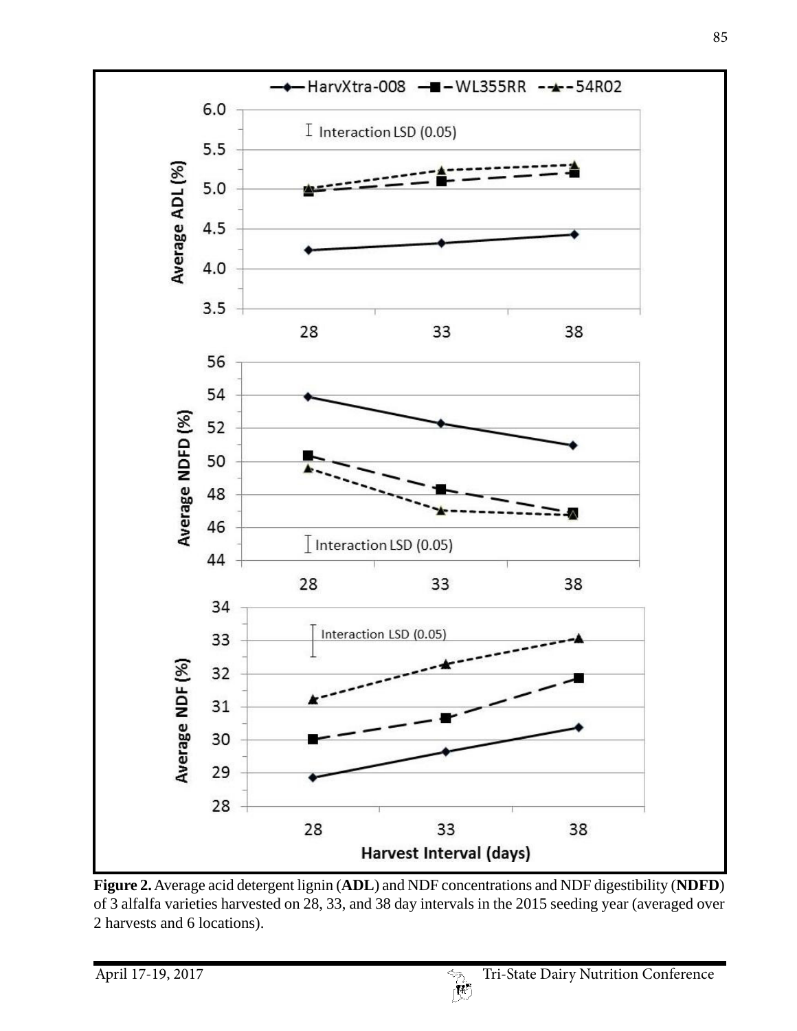**Figure 2.** Average acid detergent lignin (**ADL**) and NDF concentrations and NDF digestibility (**NDFD**) of 3 alfalfa varieties harvested on 28, 33, and 38 day intervals in the 2015 seeding year (averaged over 2 harvests and 6 locations).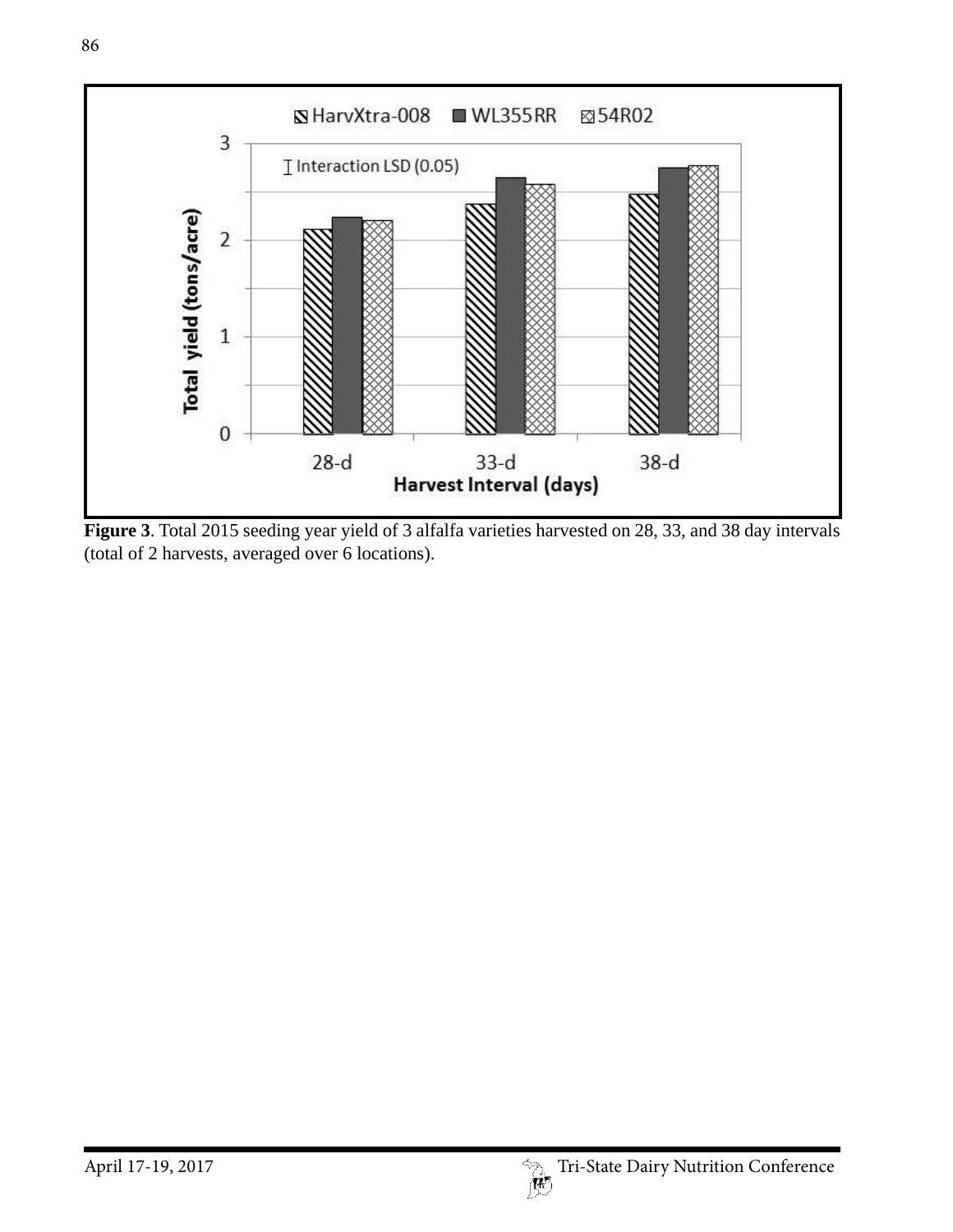HarvXtra-008 WL355RR 54R02

Interaction LSD (0.05)

Total yield (tons/acre)

3

2

1

0

28-d

33-d

38-d

Harvest Interval (days)

**Figure 3**. Total 2015 seeding year yield of 3 alfalfa varieties harvested on 28, 33, and 38 day intervals (total of 2 harvests, averaged over 6 locations).